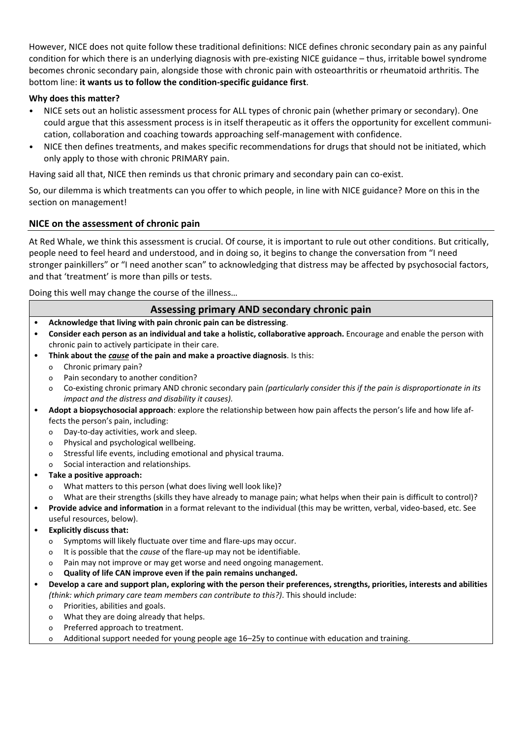However, NICE does not quite follow these traditional definitions: NICE defines chronic secondary pain as any painful condition for which there is an underlying diagnosis with pre-existing NICE guidance – thus, irritable bowel syndrome becomes chronic secondary pain, alongside those with chronic pain with osteoarthritis or rheumatoid arthritis. The bottom line: **it wants us to follow the condition-specific guidance first**.

**Why does this matter?**

- NICE sets out an holistic assessment process for ALL types of chronic pain (whether primary or secondary). One could argue that this assessment process is in itself therapeutic as it offers the opportunity for excellent communication, collaboration and coaching towards approaching self-management with confidence.
- NICE then defines treatments, and makes specific recommendations for drugs that should not be initiated, which only apply to those with chronic PRIMARY pain.

Having said all that, NICE then reminds us that chronic primary and secondary pain can co-exist.

So, our dilemma is which treatments can you offer to which people, in line with NICE guidance? More on this in the section on management!

## NICE on the assessment of chronic pain

At Red Whale, we think this assessment is crucial. Of course, it is important to rule out other conditions. But critically, people need to feel heard and understood, and in doing so, it begins to change the conversation from "I need stronger painkillers" or "I need another scan" to acknowledging that distress may be affected by psychosocial factors, and that 'treatment' is more than pills or tests.

Doing this well may change the course of the illness…

### Assessing primary AND secondary chronic pain

- **Acknowledge that living with pain chronic pain can be distressing**.
- **Consider each person as an individual and take a holistic, collaborative approach.** Encourage and enable the person with chronic pain to actively participate in their care.
- **Think about the *cause* of the pain and make a proactive diagnosis**. Is this:
  - Chronic primary pain?
  - Pain secondary to another condition?
  - Co-existing chronic primary AND chronic secondary pain *(particularly consider this if the pain is disproportionate in its impact and the distress and disability it causes).*
- **Adopt a biopsychosocial approach**: explore the relationship between how pain affects the person's life and how life affects the person's pain, including:
  - Day-to-day activities, work and sleep.
  - Physical and psychological wellbeing.
  - Stressful life events, including emotional and physical trauma.
  - Social interaction and relationships.
- **Take a positive approach:**
  - What matters to this person (what does living well look like)?
  - What are their strengths (skills they have already to manage pain; what helps when their pain is difficult to control)?
- **Provide advice and information** in a format relevant to the individual (this may be written, verbal, video-based, etc. See useful resources, below).
- **Explicitly discuss that:**
  - Symptoms will likely fluctuate over time and flare-ups may occur.
  - It is possible that the *cause* of the flare-up may not be identifiable.
  - Pain may not improve or may get worse and need ongoing management.
  - **Quality of life CAN improve even if the pain remains unchanged.**
- **Develop a care and support plan, exploring with the person their preferences, strengths, priorities, interests and abilities** *(think: which primary care team members can contribute to this?)*. This should include:
  - Priorities, abilities and goals.
  - What they are doing already that helps.
  - Preferred approach to treatment.
  - Additional support needed for young people age 16–25y to continue with education and training.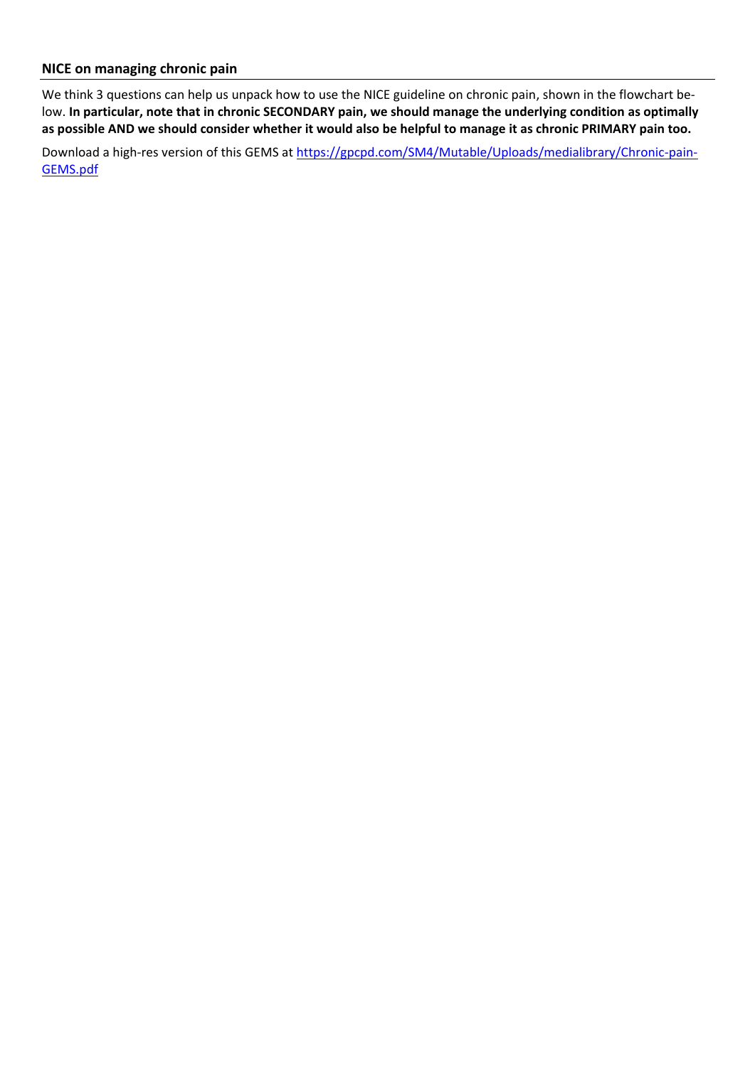### NICE on managing chronic pain

We think 3 questions can help us unpack how to use the NICE guideline on chronic pain, shown in the flowchart below. **In particular, note that in chronic SECONDARY pain, we should manage the underlying condition as optimally as possible AND we should consider whether it would also be helpful to manage it as chronic PRIMARY pain too.**

Download a high-res version of this GEMS at [https://gpcpd.com/SM4/Mutable/Uploads/medialibrary/Chronic-pain-GEMS.pdf](https://gpcpd.com/SM4/Mutable/Uploads/medialibrary/Chronic-pain-GEMS.pdf)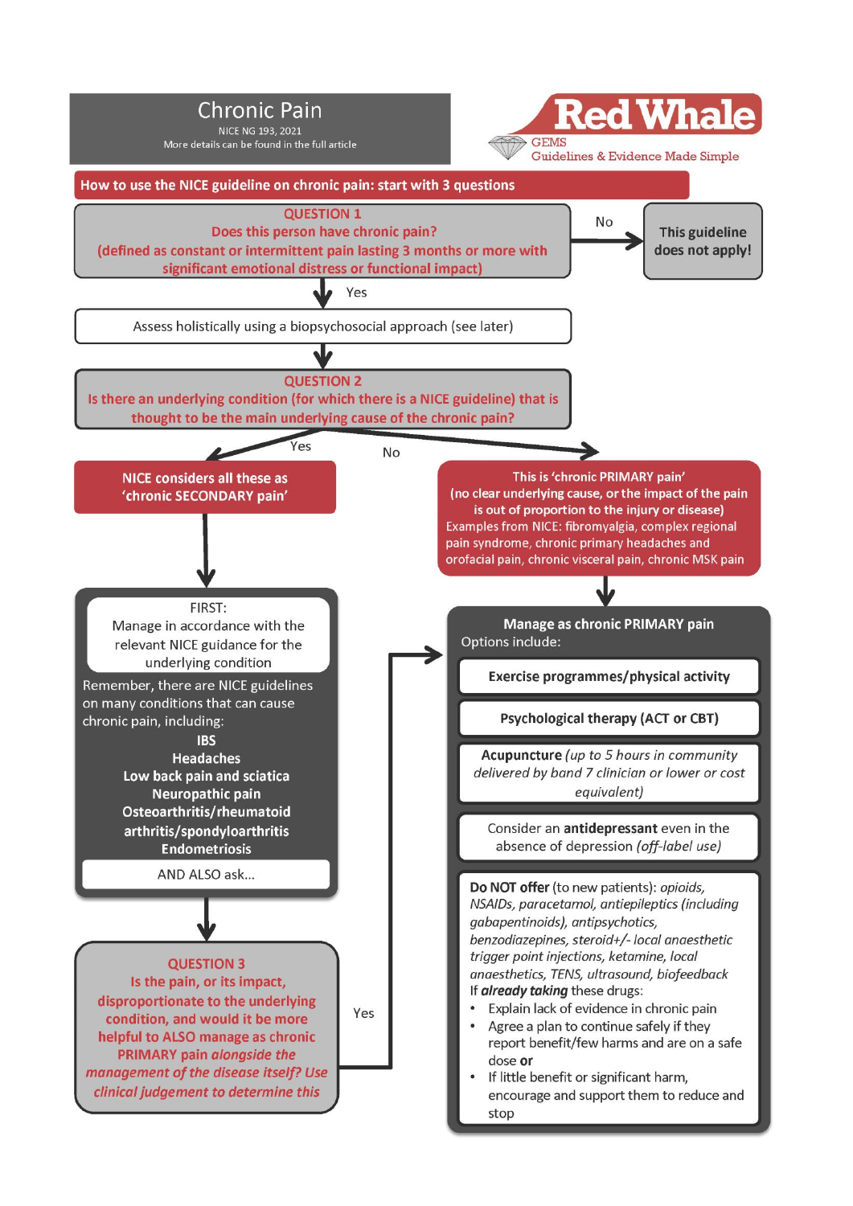# Chronic Pain

NICE NG 193, 2021

More details can be found in the full article

Red Whale GEMS Guidelines & Evidence Made Simple

## How to use the NICE guideline on chronic pain: start with 3 questions

**QUESTION 1**
**Does this person have chronic pain?**
**(defined as constant or intermittent pain lasting 3 months or more with significant emotional distress or functional impact)**

- No → **This guideline does not apply!**
- Yes ↓

Assess holistically using a biopsychosocial approach (see later)

**QUESTION 2**
**Is there an underlying condition (for which there is a NICE guideline) that is thought to be the main underlying cause of the chronic pain?**

### Yes → NICE considers all these as 'chronic SECONDARY pain'

FIRST:
Manage in accordance with the relevant NICE guidance for the underlying condition

Remember, there are NICE guidelines on many conditions that can cause chronic pain, including:

- **IBS**
- **Headaches**
- **Low back pain and sciatica**
- **Neuropathic pain**
- **Osteoarthritis/rheumatoid arthritis/spondyloarthritis**
- **Endometriosis**

AND ALSO ask...

**QUESTION 3**
**Is the pain, or its impact, disproportionate to the underlying condition, and would it be more helpful to ALSO manage as chronic PRIMARY pain** ***alongside the management of the disease itself? Use clinical judgement to determine this***

- Yes → Manage as chronic PRIMARY pain

### No → This is 'chronic PRIMARY pain'

**(no clear underlying cause, or the impact of the pain is out of proportion to the injury or disease)**

Examples from NICE: fibromyalgia, complex regional pain syndrome, chronic primary headaches and orofacial pain, chronic visceral pain, chronic MSK pain

### Manage as chronic PRIMARY pain

Options include:

- **Exercise programmes/physical activity**
- **Psychological therapy (ACT or CBT)**
- **Acupuncture** *(up to 5 hours in community delivered by band 7 clinician or lower or cost equivalent)*
- Consider an **antidepressant** even in the absence of depression *(off-label use)*

**Do NOT offer** (to new patients): *opioids, NSAIDs, paracetamol, antiepileptics (including gabapentinoids), antipsychotics, benzodiazepines, steroid+/- local anaesthetic trigger point injections, ketamine, local anaesthetics, TENS, ultrasound, biofeedback*

If ***already taking*** these drugs:

- Explain lack of evidence in chronic pain
- Agree a plan to continue safely if they report benefit/few harms and are on a safe dose **or**
- If little benefit or significant harm, encourage and support them to reduce and stop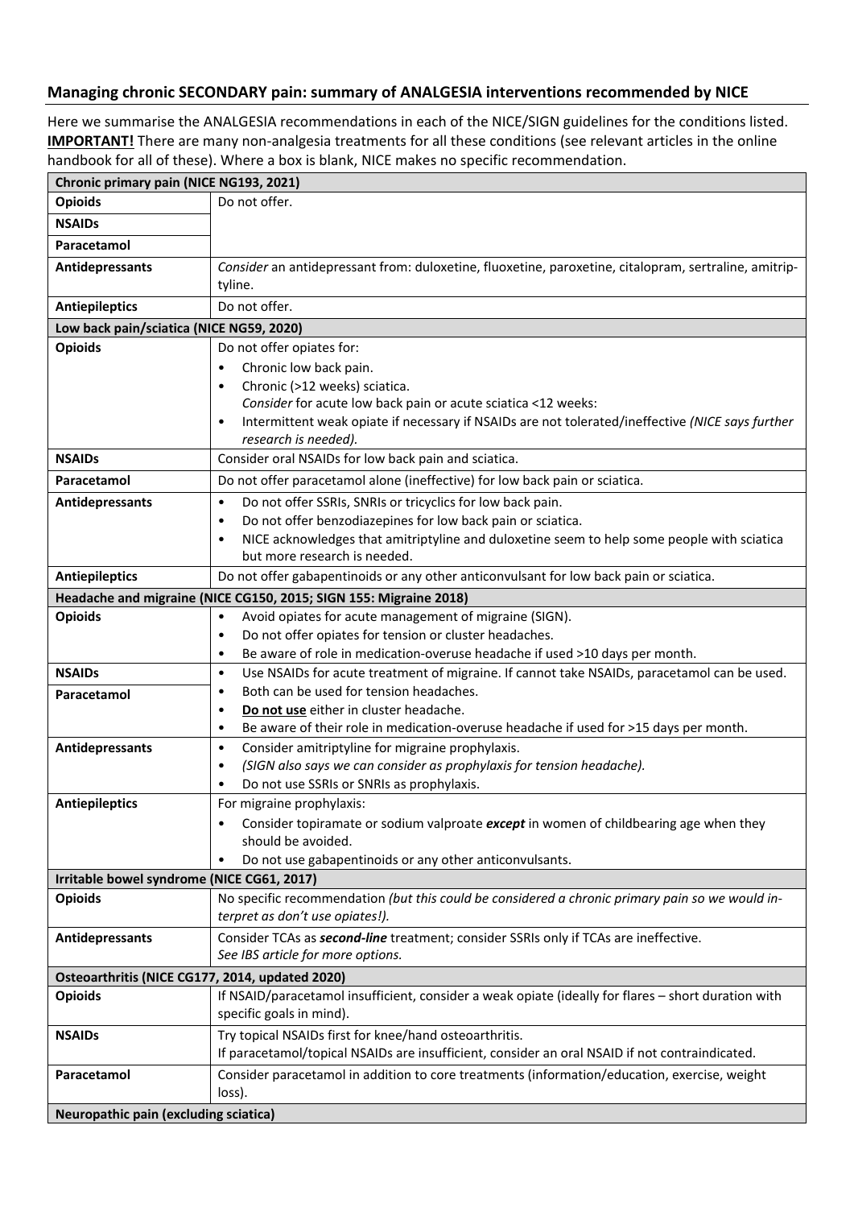## Managing chronic SECONDARY pain: summary of ANALGESIA interventions recommended by NICE

Here we summarise the ANALGESIA recommendations in each of the NICE/SIGN guidelines for the conditions listed. **IMPORTANT!** There are many non-analgesia treatments for all these conditions (see relevant articles in the online handbook for all of these). Where a box is blank, NICE makes no specific recommendation.

| **Chronic primary pain (NICE NG193, 2021)** | |
|---|---|
| **Opioids** | Do not offer. |
| **NSAIDs** | |
| **Paracetamol** | |
| **Antidepressants** | *Consider* an antidepressant from: duloxetine, fluoxetine, paroxetine, citalopram, sertraline, amitriptyline. |
| **Antiepileptics** | Do not offer. |
| **Low back pain/sciatica (NICE NG59, 2020)** | |
| **Opioids** | Do not offer opiates for: <br>• Chronic low back pain. <br>• Chronic (>12 weeks) sciatica. <br>*Consider* for acute low back pain or acute sciatica <12 weeks: <br>• Intermittent weak opiate if necessary if NSAIDs are not tolerated/ineffective *(NICE says further research is needed).* |
| **NSAIDs** | Consider oral NSAIDs for low back pain and sciatica. |
| **Paracetamol** | Do not offer paracetamol alone (ineffective) for low back pain or sciatica. |
| **Antidepressants** | • Do not offer SSRIs, SNRIs or tricyclics for low back pain. <br>• Do not offer benzodiazepines for low back pain or sciatica. <br>• NICE acknowledges that amitriptyline and duloxetine seem to help some people with sciatica but more research is needed. |
| **Antiepileptics** | Do not offer gabapentinoids or any other anticonvulsant for low back pain or sciatica. |
| **Headache and migraine (NICE CG150, 2015; SIGN 155: Migraine 2018)** | |
| **Opioids** | • Avoid opiates for acute management of migraine (SIGN). <br>• Do not offer opiates for tension or cluster headaches. <br>• Be aware of role in medication-overuse headache if used >10 days per month. |
| **NSAIDs** / **Paracetamol** | • Use NSAIDs for acute treatment of migraine. If cannot take NSAIDs, paracetamol can be used. <br>• Both can be used for tension headaches. <br>• **<u>Do not use</u>** either in cluster headache. <br>• Be aware of their role in medication-overuse headache if used for >15 days per month. |
| **Antidepressants** | • Consider amitriptyline for migraine prophylaxis. <br>• *(SIGN also says we can consider as prophylaxis for tension headache).* <br>• Do not use SSRIs or SNRIs as prophylaxis. |
| **Antiepileptics** | For migraine prophylaxis: <br>• Consider topiramate or sodium valproate ***except*** in women of childbearing age when they should be avoided. <br>• Do not use gabapentinoids or any other anticonvulsants. |
| **Irritable bowel syndrome (NICE CG61, 2017)** | |
| **Opioids** | No specific recommendation *(but this could be considered a chronic primary pain so we would interpret as don't use opiates!).* |
| **Antidepressants** | Consider TCAs as ***second-line*** treatment; consider SSRIs only if TCAs are ineffective. <br>*See IBS article for more options.* |
| **Osteoarthritis (NICE CG177, 2014, updated 2020)** | |
| **Opioids** | If NSAID/paracetamol insufficient, consider a weak opiate (ideally for flares – short duration with specific goals in mind). |
| **NSAIDs** | Try topical NSAIDs first for knee/hand osteoarthritis. <br>If paracetamol/topical NSAIDs are insufficient, consider an oral NSAID if not contraindicated. |
| **Paracetamol** | Consider paracetamol in addition to core treatments (information/education, exercise, weight loss). |
| **Neuropathic pain (excluding sciatica)** | |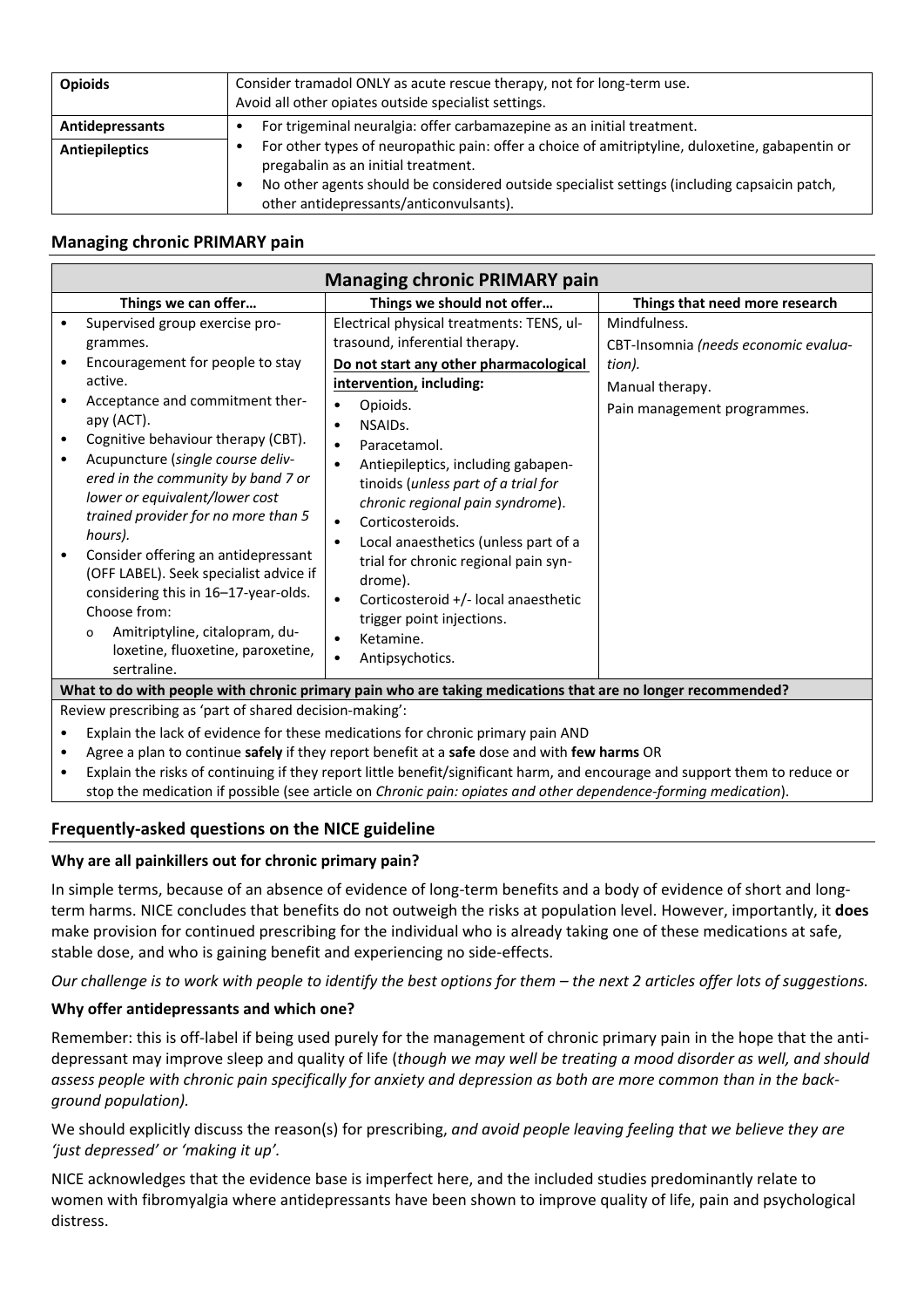| | |
|---|---|
| **Opioids** | Consider tramadol ONLY as acute rescue therapy, not for long-term use.<br>Avoid all other opiates outside specialist settings. |
| **Antidepressants**<br><br>**Antiepileptics** | • For trigeminal neuralgia: offer carbamazepine as an initial treatment.<br>• For other types of neuropathic pain: offer a choice of amitriptyline, duloxetine, gabapentin or pregabalin as an initial treatment.<br>• No other agents should be considered outside specialist settings (including capsaicin patch, other antidepressants/anticonvulsants). |

## Managing chronic PRIMARY pain

| **Managing chronic PRIMARY pain** | | |
|---|---|---|
| **Things we can offer…** | **Things we should not offer…** | **Things that need more research** |
| • Supervised group exercise programmes.<br>• Encouragement for people to stay active.<br>• Acceptance and commitment therapy (ACT).<br>• Cognitive behaviour therapy (CBT).<br>• Acupuncture (*single course delivered in the community by band 7 or lower or equivalent/lower cost trained provider for no more than 5 hours).*<br>• Consider offering an antidepressant (OFF LABEL). Seek specialist advice if considering this in 16–17-year-olds. Choose from:<br>  o Amitriptyline, citalopram, duloxetine, fluoxetine, paroxetine, sertraline. | Electrical physical treatments: TENS, ultrasound, inferential therapy.<br>**Do not start any other pharmacological intervention, including:**<br>• Opioids.<br>• NSAIDs.<br>• Paracetamol.<br>• Antiepileptics, including gabapentinoids (*unless part of a trial for chronic regional pain syndrome*).<br>• Corticosteroids.<br>• Local anaesthetics (unless part of a trial for chronic regional pain syndrome).<br>• Corticosteroid +/- local anaesthetic trigger point injections.<br>• Ketamine.<br>• Antipsychotics. | Mindfulness.<br>CBT-Insomnia *(needs economic evaluation).*<br>Manual therapy.<br>Pain management programmes. |

**What to do with people with chronic primary pain who are taking medications that are no longer recommended?**

Review prescribing as 'part of shared decision-making':

- Explain the lack of evidence for these medications for chronic primary pain AND
- Agree a plan to continue **safely** if they report benefit at a **safe** dose and with **few harms** OR
- Explain the risks of continuing if they report little benefit/significant harm, and encourage and support them to reduce or stop the medication if possible (see article on *Chronic pain: opiates and other dependence-forming medication*).

## Frequently-asked questions on the NICE guideline

### Why are all painkillers out for chronic primary pain?

In simple terms, because of an absence of evidence of long-term benefits and a body of evidence of short and long-term harms. NICE concludes that benefits do not outweigh the risks at population level. However, importantly, it **does** make provision for continued prescribing for the individual who is already taking one of these medications at safe, stable dose, and who is gaining benefit and experiencing no side-effects.

*Our challenge is to work with people to identify the best options for them – the next 2 articles offer lots of suggestions.*

### Why offer antidepressants and which one?

Remember: this is off-label if being used purely for the management of chronic primary pain in the hope that the antidepressant may improve sleep and quality of life (*though we may well be treating a mood disorder as well, and should assess people with chronic pain specifically for anxiety and depression as both are more common than in the background population).*

We should explicitly discuss the reason(s) for prescribing, *and avoid people leaving feeling that we believe they are 'just depressed' or 'making it up'.*

NICE acknowledges that the evidence base is imperfect here, and the included studies predominantly relate to women with fibromyalgia where antidepressants have been shown to improve quality of life, pain and psychological distress.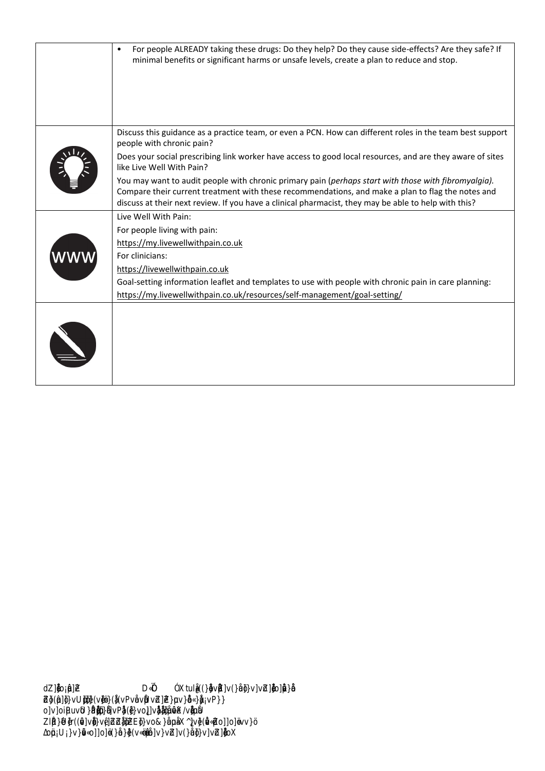| | |
|---|---|
| | • For people ALREADY taking these drugs: Do they help? Do they cause side-effects? Are they safe? If minimal benefits or significant harms or unsafe levels, create a plan to reduce and stop. |
| | Discuss this guidance as a practice team, or even a PCN. How can different roles in the team best support people with chronic pain?<br><br>Does your social prescribing link worker have access to good local resources, and are they aware of sites like Live Well With Pain?<br><br>You may want to audit people with chronic primary pain (*perhaps start with those with fibromyalgia).* Compare their current treatment with these recommendations, and make a plan to flag the notes and discuss at their next review. If you have a clinical pharmacist, they may be able to help with this? |
| | Live Well With Pain:<br><br>For people living with pain:<br><br>https://my.livewellwithpain.co.uk<br><br>For clinicians:<br><br>https://livewellwithpain.co.uk<br><br>Goal-setting information leaflet and templates to use with people with chronic pain in care planning:<br><br>https://my.livewellwithpain.co.uk/resources/self-management/goal-setting/ |
| | |